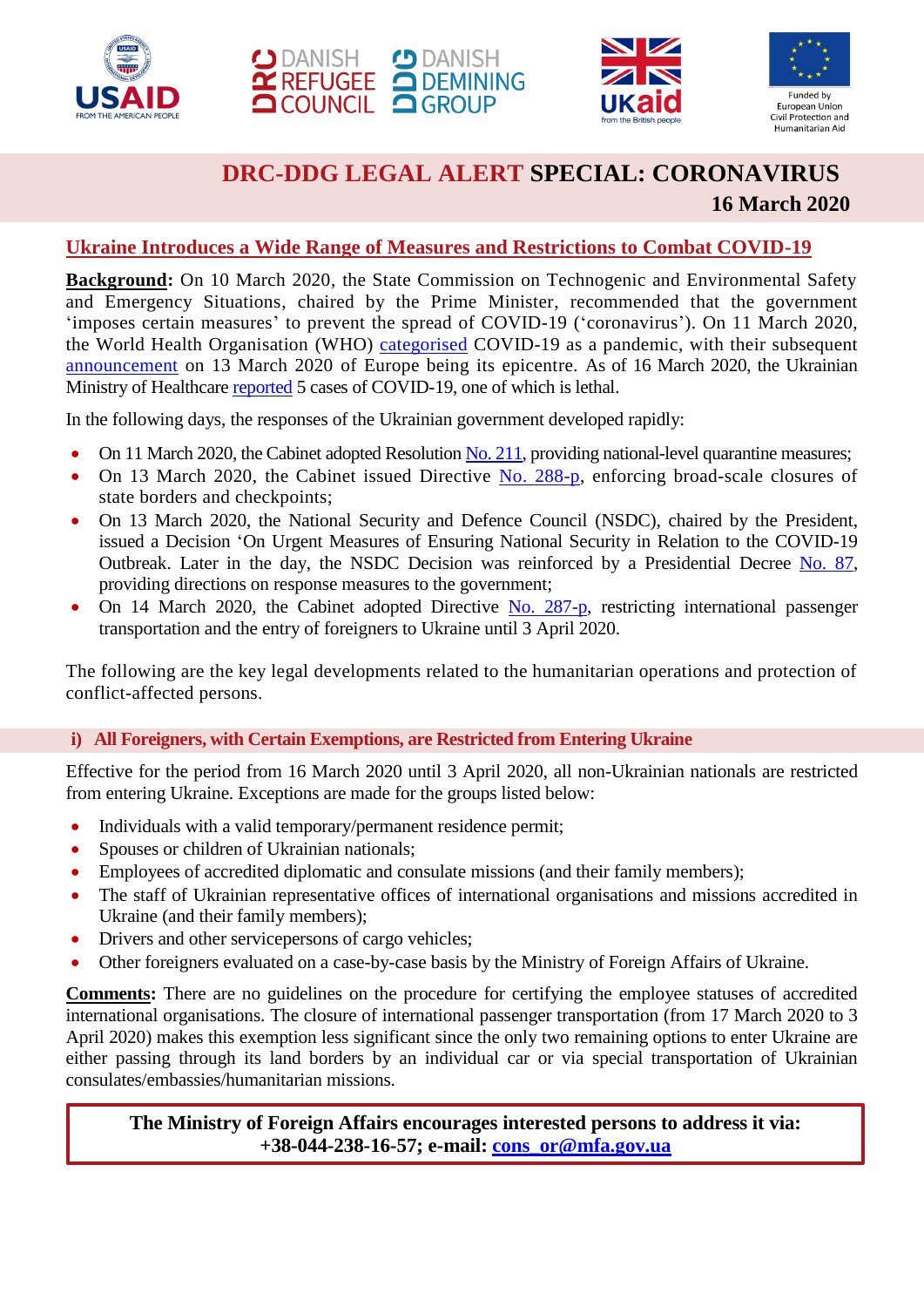# DRC-DDG LEGAL ALERT SPECIAL: CORONAVIRUS

**16 March 2020**

## Ukraine Introduces a Wide Range of Measures and Restrictions to Combat COVID-19

**Background:** On 10 March 2020, the State Commission on Technogenic and Environmental Safety and Emergency Situations, chaired by the Prime Minister, recommended that the government 'imposes certain measures' to prevent the spread of COVID-19 ('coronavirus'). On 11 March 2020, the World Health Organisation (WHO) categorised COVID-19 as a pandemic, with their subsequent announcement on 13 March 2020 of Europe being its epicentre. As of 16 March 2020, the Ukrainian Ministry of Healthcare reported 5 cases of COVID-19, one of which is lethal.

In the following days, the responses of the Ukrainian government developed rapidly:

- On 11 March 2020, the Cabinet adopted Resolution No. 211, providing national-level quarantine measures;
- On 13 March 2020, the Cabinet issued Directive No. 288-p, enforcing broad-scale closures of state borders and checkpoints;
- On 13 March 2020, the National Security and Defence Council (NSDC), chaired by the President, issued a Decision 'On Urgent Measures of Ensuring National Security in Relation to the COVID-19 Outbreak. Later in the day, the NSDC Decision was reinforced by a Presidential Decree No. 87, providing directions on response measures to the government;
- On 14 March 2020, the Cabinet adopted Directive No. 287-p, restricting international passenger transportation and the entry of foreigners to Ukraine until 3 April 2020.

The following are the key legal developments related to the humanitarian operations and protection of conflict-affected persons.

### i) All Foreigners, with Certain Exemptions, are Restricted from Entering Ukraine

Effective for the period from 16 March 2020 until 3 April 2020, all non-Ukrainian nationals are restricted from entering Ukraine. Exceptions are made for the groups listed below:

- Individuals with a valid temporary/permanent residence permit;
- Spouses or children of Ukrainian nationals;
- Employees of accredited diplomatic and consulate missions (and their family members);
- The staff of Ukrainian representative offices of international organisations and missions accredited in Ukraine (and their family members);
- Drivers and other servicepersons of cargo vehicles;
- Other foreigners evaluated on a case-by-case basis by the Ministry of Foreign Affairs of Ukraine.

**Comments:** There are no guidelines on the procedure for certifying the employee statuses of accredited international organisations. The closure of international passenger transportation (from 17 March 2020 to 3 April 2020) makes this exemption less significant since the only two remaining options to enter Ukraine are either passing through its land borders by an individual car or via special transportation of Ukrainian consulates/embassies/humanitarian missions.

**The Ministry of Foreign Affairs encourages interested persons to address it via: +38-044-238-16-57; e-mail: cons_or@mfa.gov.ua**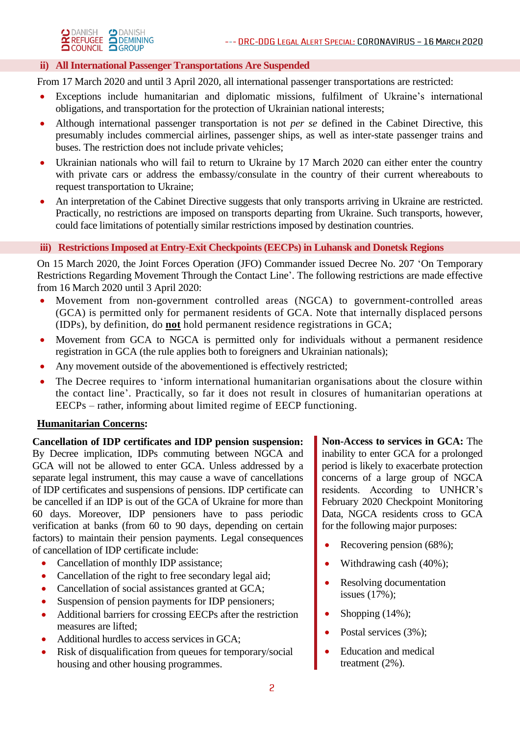### ii) All International Passenger Transportations Are Suspended

From 17 March 2020 and until 3 April 2020, all international passenger transportations are restricted:

- Exceptions include humanitarian and diplomatic missions, fulfilment of Ukraine's international obligations, and transportation for the protection of Ukrainian national interests;
- Although international passenger transportation is not *per se* defined in the Cabinet Directive, this presumably includes commercial airlines, passenger ships, as well as inter-state passenger trains and buses. The restriction does not include private vehicles;
- Ukrainian nationals who will fail to return to Ukraine by 17 March 2020 can either enter the country with private cars or address the embassy/consulate in the country of their current whereabouts to request transportation to Ukraine;
- An interpretation of the Cabinet Directive suggests that only transports arriving in Ukraine are restricted. Practically, no restrictions are imposed on transports departing from Ukraine. Such transports, however, could face limitations of potentially similar restrictions imposed by destination countries.

### iii) Restrictions Imposed at Entry-Exit Checkpoints (EECPs) in Luhansk and Donetsk Regions

On 15 March 2020, the Joint Forces Operation (JFO) Commander issued Decree No. 207 'On Temporary Restrictions Regarding Movement Through the Contact Line'. The following restrictions are made effective from 16 March 2020 until 3 April 2020:

- Movement from non-government controlled areas (NGCA) to government-controlled areas (GCA) is permitted only for permanent residents of GCA. Note that internally displaced persons (IDPs), by definition, do **not** hold permanent residence registrations in GCA;
- Movement from GCA to NGCA is permitted only for individuals without a permanent residence registration in GCA (the rule applies both to foreigners and Ukrainian nationals);
- Any movement outside of the abovementioned is effectively restricted;
- The Decree requires to 'inform international humanitarian organisations about the closure within the contact line'. Practically, so far it does not result in closures of humanitarian operations at EECPs – rather, informing about limited regime of EECP functioning.

**Humanitarian Concerns:**

**Cancellation of IDP certificates and IDP pension suspension:** By Decree implication, IDPs commuting between NGCA and GCA will not be allowed to enter GCA. Unless addressed by a separate legal instrument, this may cause a wave of cancellations of IDP certificates and suspensions of pensions. IDP certificate can be cancelled if an IDP is out of the GCA of Ukraine for more than 60 days. Moreover, IDP pensioners have to pass periodic verification at banks (from 60 to 90 days, depending on certain factors) to maintain their pension payments. Legal consequences of cancellation of IDP certificate include:

- Cancellation of monthly IDP assistance;
- Cancellation of the right to free secondary legal aid;
- Cancellation of social assistances granted at GCA;
- Suspension of pension payments for IDP pensioners;
- Additional barriers for crossing EECPs after the restriction measures are lifted;
- Additional hurdles to access services in GCA;
- Risk of disqualification from queues for temporary/social housing and other housing programmes.

**Non-Access to services in GCA:** The inability to enter GCA for a prolonged period is likely to exacerbate protection concerns of a large group of NGCA residents. According to UNHCR's February 2020 Checkpoint Monitoring Data, NGCA residents cross to GCA for the following major purposes:

- Recovering pension (68%);
- Withdrawing cash (40%);
- Resolving documentation issues (17%);
- Shopping (14%);
- Postal services (3%);
- Education and medical treatment (2%).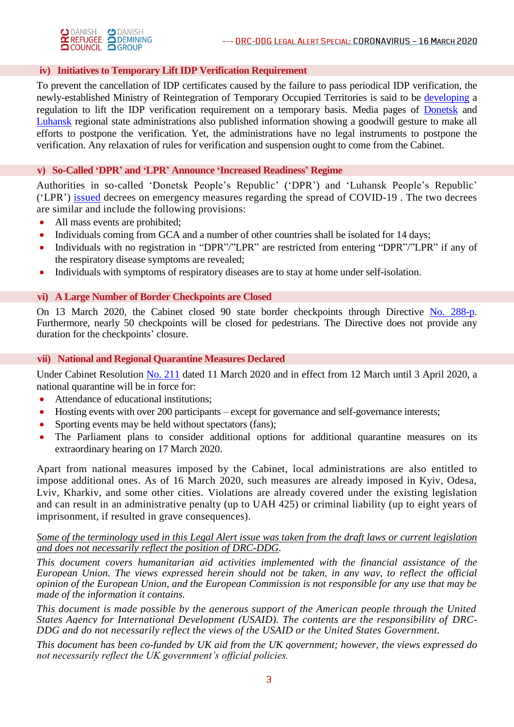### iv) Initiatives to Temporary Lift IDP Verification Requirement

To prevent the cancellation of IDP certificates caused by the failure to pass periodical IDP verification, the newly-established Ministry of Reintegration of Temporary Occupied Territories is said to be developing a regulation to lift the IDP verification requirement on a temporary basis. Media pages of Donetsk and Luhansk regional state administrations also published information showing a goodwill gesture to make all efforts to postpone the verification. Yet, the administrations have no legal instruments to postpone the verification. Any relaxation of rules for verification and suspension ought to come from the Cabinet.

### v) So-Called 'DPR' and 'LPR' Announce 'Increased Readiness' Regime

Authorities in so-called 'Donetsk People's Republic' ('DPR') and 'Luhansk People's Republic' ('LPR') issued decrees on emergency measures regarding the spread of COVID-19 . The two decrees are similar and include the following provisions:

- All mass events are prohibited;
- Individuals coming from GCA and a number of other countries shall be isolated for 14 days;
- Individuals with no registration in "DPR"/"LPR" are restricted from entering "DPR"/"LPR" if any of the respiratory disease symptoms are revealed;
- Individuals with symptoms of respiratory diseases are to stay at home under self-isolation.

### vi) A Large Number of Border Checkpoints are Closed

On 13 March 2020, the Cabinet closed 90 state border checkpoints through Directive No. 288-p. Furthermore, nearly 50 checkpoints will be closed for pedestrians. The Directive does not provide any duration for the checkpoints' closure.

### vii) National and Regional Quarantine Measures Declared

Under Cabinet Resolution No. 211 dated 11 March 2020 and in effect from 12 March until 3 April 2020, a national quarantine will be in force for:

- Attendance of educational institutions;
- Hosting events with over 200 participants – except for governance and self-governance interests;
- Sporting events may be held without spectators (fans);
- The Parliament plans to consider additional options for additional quarantine measures on its extraordinary hearing on 17 March 2020.

Apart from national measures imposed by the Cabinet, local administrations are also entitled to impose additional ones. As of 16 March 2020, such measures are already imposed in Kyiv, Odesa, Lviv, Kharkiv, and some other cities. Violations are already covered under the existing legislation and can result in an administrative penalty (up to UAH 425) or criminal liability (up to eight years of imprisonment, if resulted in grave consequences).

*Some of the terminology used in this Legal Alert issue was taken from the draft laws or current legislation and does not necessarily reflect the position of DRC-DDG.*

*This document covers humanitarian aid activities implemented with the financial assistance of the European Union. The views expressed herein should not be taken, in any way, to reflect the official opinion of the European Union, and the European Commission is not responsible for any use that may be made of the information it contains.*

*This document is made possible by the generous support of the American people through the United States Agency for International Development (USAID). The contents are the responsibility of DRC-DDG and do not necessarily reflect the views of the USAID or the United States Government.*

*This document has been co-funded by UK aid from the UK government; however, the views expressed do not necessarily reflect the UK government's official policies.*